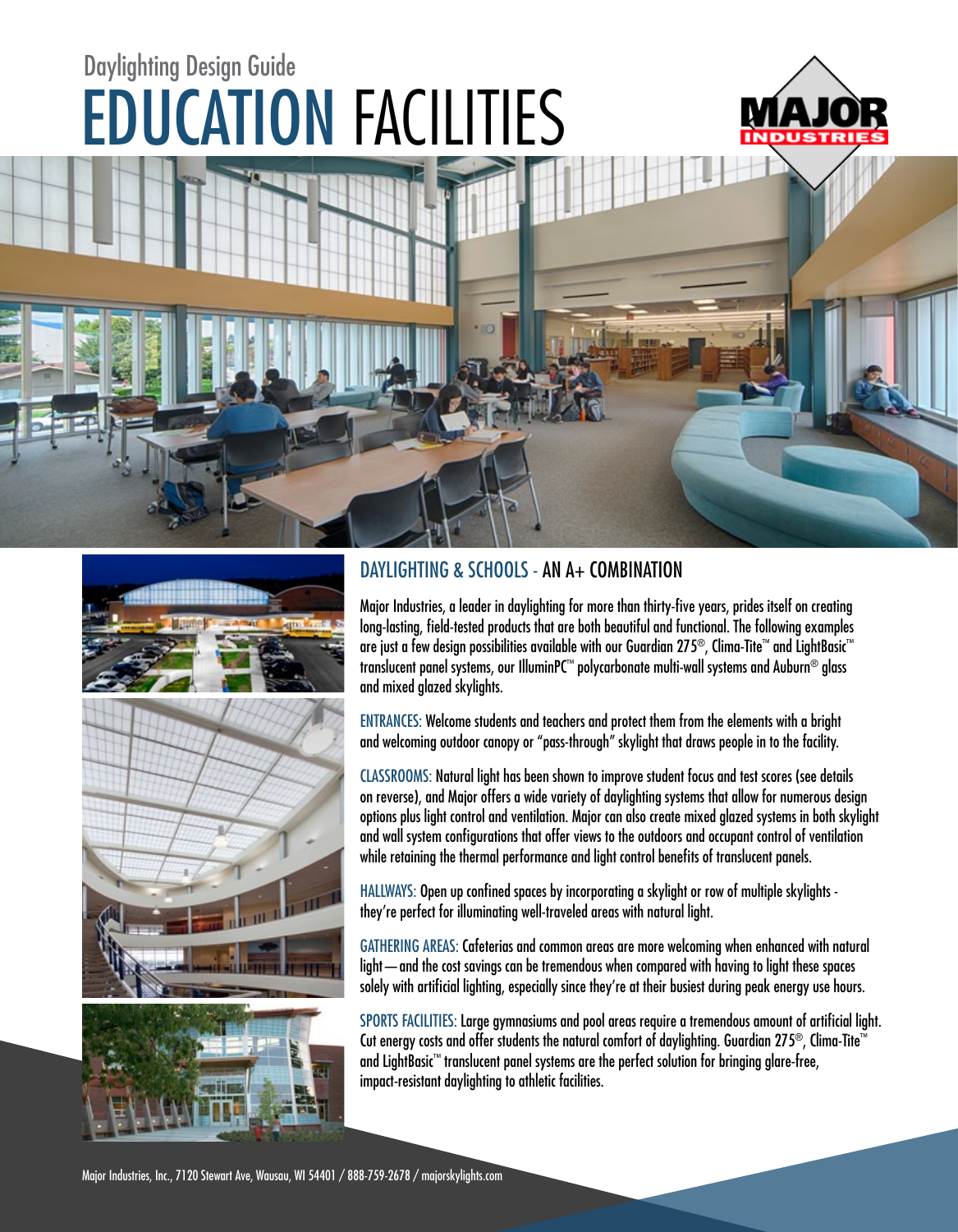Daylighting Design Guide

# EDUCATION FACILITIES

MAJOR INDUSTRIES

## DAYLIGHTING & SCHOOLS - AN A+ COMBINATION

Major Industries, a leader in daylighting for more than thirty-five years, prides itself on creating long-lasting, field-tested products that are both beautiful and functional. The following examples are just a few design possibilities available with our Guardian 275®, Clima-Tite™ and LightBasic™ translucent panel systems, our IlluminPC™ polycarbonate multi-wall systems and Auburn® glass and mixed glazed skylights.

ENTRANCES: Welcome students and teachers and protect them from the elements with a bright and welcoming outdoor canopy or "pass-through" skylight that draws people in to the facility.

CLASSROOMS: Natural light has been shown to improve student focus and test scores (see details on reverse), and Major offers a wide variety of daylighting systems that allow for numerous design options plus light control and ventilation. Major can also create mixed glazed systems in both skylight and wall system configurations that offer views to the outdoors and occupant control of ventilation while retaining the thermal performance and light control benefits of translucent panels.

HALLWAYS: Open up confined spaces by incorporating a skylight or row of multiple skylights - they're perfect for illuminating well-traveled areas with natural light.

GATHERING AREAS: Cafeterias and common areas are more welcoming when enhanced with natural light — and the cost savings can be tremendous when compared with having to light these spaces solely with artificial lighting, especially since they're at their busiest during peak energy use hours.

SPORTS FACILITIES: Large gymnasiums and pool areas require a tremendous amount of artificial light. Cut energy costs and offer students the natural comfort of daylighting. Guardian 275®, Clima-Tite™ and LightBasic™ translucent panel systems are the perfect solution for bringing glare-free, impact-resistant daylighting to athletic facilities.

Major Industries, Inc., 7120 Stewart Ave, Wausau, WI 54401 / 888-759-2678 / majorskylights.com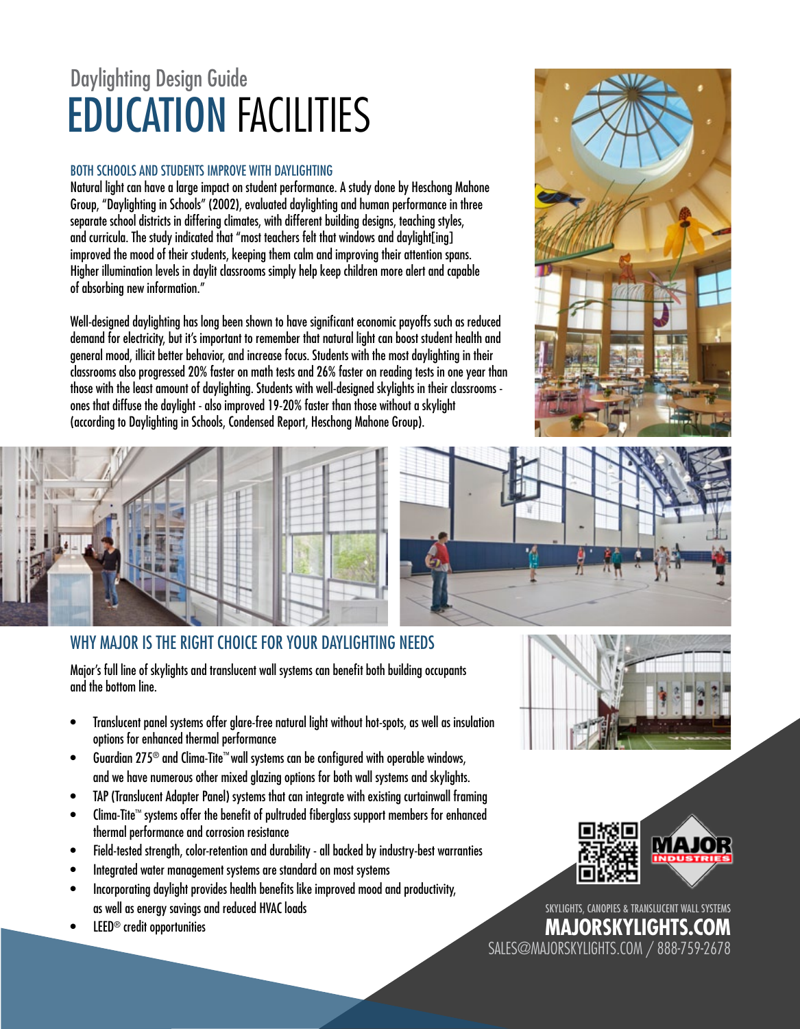# Daylighting Design Guide
# EDUCATION FACILITIES

### BOTH SCHOOLS AND STUDENTS IMPROVE WITH DAYLIGHTING

Natural light can have a large impact on student performance. A study done by Heschong Mahone Group, “Daylighting in Schools” (2002), evaluated daylighting and human performance in three separate school districts in differing climates, with different building designs, teaching styles, and curricula. The study indicated that “most teachers felt that windows and daylight[ing] improved the mood of their students, keeping them calm and improving their attention spans. Higher illumination levels in daylit classrooms simply help keep children more alert and capable of absorbing new information.”

Well-designed daylighting has long been shown to have significant economic payoffs such as reduced demand for electricity, but it’s important to remember that natural light can boost student health and general mood, illicit better behavior, and increase focus. Students with the most daylighting in their classrooms also progressed 20% faster on math tests and 26% faster on reading tests in one year than those with the least amount of daylighting. Students with well-designed skylights in their classrooms - ones that diffuse the daylight - also improved 19-20% faster than those without a skylight (according to Daylighting in Schools, Condensed Report, Heschong Mahone Group).

## WHY MAJOR IS THE RIGHT CHOICE FOR YOUR DAYLIGHTING NEEDS

Major’s full line of skylights and translucent wall systems can benefit both building occupants and the bottom line.

- Translucent panel systems offer glare-free natural light without hot-spots, as well as insulation options for enhanced thermal performance
- Guardian 275® and Clima-Tite™ wall systems can be configured with operable windows, and we have numerous other mixed glazing options for both wall systems and skylights.
- TAP (Translucent Adapter Panel) systems that can integrate with existing curtainwall framing
- Clima-Tite™ systems offer the benefit of pultruded fiberglass support members for enhanced thermal performance and corrosion resistance
- Field-tested strength, color-retention and durability - all backed by industry-best warranties
- Integrated water management systems are standard on most systems
- Incorporating daylight provides health benefits like improved mood and productivity, as well as energy savings and reduced HVAC loads
- LEED® credit opportunities

MAJOR INDUSTRIES

SKYLIGHTS, CANOPIES & TRANSLUCENT WALL SYSTEMS

**MAJORSKYLIGHTS.COM**

SALES@MAJORSKYLIGHTS.COM / 888-759-2678